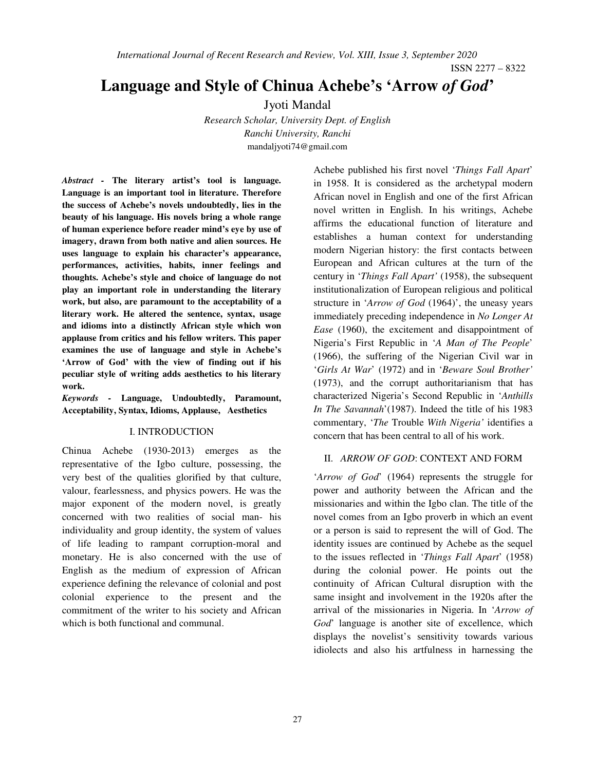# Language and Style of Chinua Achebe's 'Arrow *of God*'

Jyoti Mandal

*Research Scholar, University Dept. of English*
*Ranchi University, Ranchi*
mandaljyoti74@gmail.com

***Abstract* - The literary artist's tool is language. Language is an important tool in literature. Therefore the success of Achebe's novels undoubtedly, lies in the beauty of his language. His novels bring a whole range of human experience before reader mind's eye by use of imagery, drawn from both native and alien sources. He uses language to explain his character's appearance, performances, activities, habits, inner feelings and thoughts. Achebe's style and choice of language do not play an important role in understanding the literary work, but also, are paramount to the acceptability of a literary work. He altered the sentence, syntax, usage and idioms into a distinctly African style which won applause from critics and his fellow writers. This paper examines the use of language and style in Achebe's 'Arrow of God' with the view of finding out if his peculiar style of writing adds aesthetics to his literary work.**

***Keywords* - Language, Undoubtedly, Paramount, Acceptability, Syntax, Idioms, Applause, Aesthetics**

## I. INTRODUCTION

Chinua Achebe (1930-2013) emerges as the representative of the Igbo culture, possessing, the very best of the qualities glorified by that culture, valour, fearlessness, and physics powers. He was the major exponent of the modern novel, is greatly concerned with two realities of social man- his individuality and group identity, the system of values of life leading to rampant corruption-moral and monetary. He is also concerned with the use of English as the medium of expression of African experience defining the relevance of colonial and post colonial experience to the present and the commitment of the writer to his society and African which is both functional and communal.

Achebe published his first novel '*Things Fall Apart*' in 1958. It is considered as the archetypal modern African novel in English and one of the first African novel written in English. In his writings, Achebe affirms the educational function of literature and establishes a human context for understanding modern Nigerian history: the first contacts between European and African cultures at the turn of the century in '*Things Fall Apart'* (1958), the subsequent institutionalization of European religious and political structure in '*Arrow of God* (1964)', the uneasy years immediately preceding independence in *No Longer At Ease* (1960), the excitement and disappointment of Nigeria's First Republic in '*A Man of The People*' (1966), the suffering of the Nigerian Civil war in '*Girls At War*' (1972) and in '*Beware Soul Brother'* (1973), and the corrupt authoritarianism that has characterized Nigeria's Second Republic in '*Anthills In The Savannah*'(1987). Indeed the title of his 1983 commentary, '*The* Trouble *With Nigeria'* identifies a concern that has been central to all of his work.

## II. *ARROW OF GOD*: CONTEXT AND FORM

'*Arrow of God*' (1964) represents the struggle for power and authority between the African and the missionaries and within the Igbo clan. The title of the novel comes from an Igbo proverb in which an event or a person is said to represent the will of God. The identity issues are continued by Achebe as the sequel to the issues reflected in '*Things Fall Apart*' (1958) during the colonial power. He points out the continuity of African Cultural disruption with the same insight and involvement in the 1920s after the arrival of the missionaries in Nigeria. In '*Arrow of God*' language is another site of excellence, which displays the novelist's sensitivity towards various idiolects and also his artfulness in harnessing the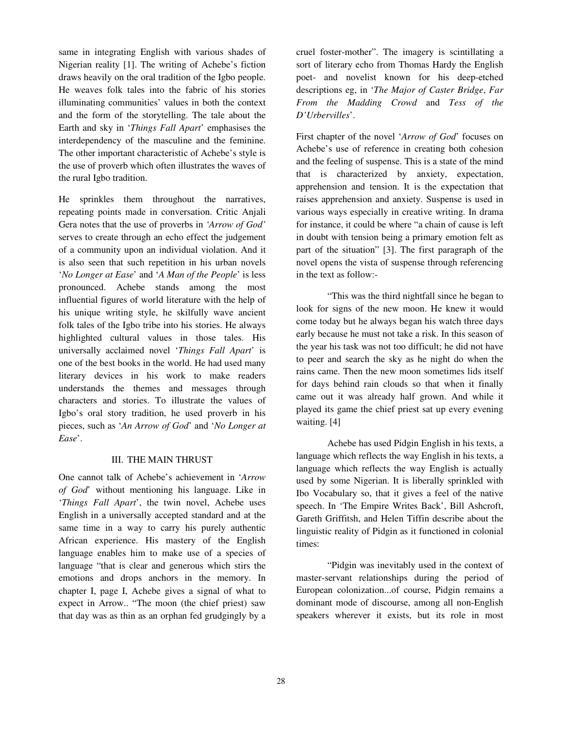same in integrating English with various shades of Nigerian reality [1]. The writing of Achebe's fiction draws heavily on the oral tradition of the Igbo people. He weaves folk tales into the fabric of his stories illuminating communities' values in both the context and the form of the storytelling. The tale about the Earth and sky in '*Things Fall Apart*' emphasises the interdependency of the masculine and the feminine. The other important characteristic of Achebe's style is the use of proverb which often illustrates the waves of the rural Igbo tradition.

He sprinkles them throughout the narratives, repeating points made in conversation. Critic Anjali Gera notes that the use of proverbs in *'Arrow of God'* serves to create through an echo effect the judgement of a community upon an individual violation. And it is also seen that such repetition in his urban novels '*No Longer at Ease*' and '*A Man of the People*' is less pronounced. Achebe stands among the most influential figures of world literature with the help of his unique writing style, he skilfully wave ancient folk tales of the Igbo tribe into his stories. He always highlighted cultural values in those tales. His universally acclaimed novel '*Things Fall Apart*' is one of the best books in the world. He had used many literary devices in his work to make readers understands the themes and messages through characters and stories. To illustrate the values of Igbo's oral story tradition, he used proverb in his pieces, such as '*An Arrow of God*' and '*No Longer at Ease*'.

## III. THE MAIN THRUST

One cannot talk of Achebe's achievement in '*Arrow of God*' without mentioning his language. Like in '*Things Fall Apart*', the twin novel, Achebe uses English in a universally accepted standard and at the same time in a way to carry his purely authentic African experience. His mastery of the English language enables him to make use of a species of language "that is clear and generous which stirs the emotions and drops anchors in the memory. In chapter I, page I, Achebe gives a signal of what to expect in Arrow.. "The moon (the chief priest) saw that day was as thin as an orphan fed grudgingly by a cruel foster-mother". The imagery is scintillating a sort of literary echo from Thomas Hardy the English poet- and novelist known for his deep-etched descriptions eg, in '*The Major of Caster Bridge*, *Far From the Madding Crowd* and *Tess of the D'Urbervilles*'.

First chapter of the novel '*Arrow of God*' focuses on Achebe's use of reference in creating both cohesion and the feeling of suspense. This is a state of the mind that is characterized by anxiety, expectation, apprehension and tension. It is the expectation that raises apprehension and anxiety. Suspense is used in various ways especially in creative writing. In drama for instance, it could be where "a chain of cause is left in doubt with tension being a primary emotion felt as part of the situation" [3]. The first paragraph of the novel opens the vista of suspense through referencing in the text as follow:-

> "This was the third nightfall since he began to look for signs of the new moon. He knew it would come today but he always began his watch three days early because he must not take a risk. In this season of the year his task was not too difficult; he did not have to peer and search the sky as he night do when the rains came. Then the new moon sometimes lids itself for days behind rain clouds so that when it finally came out it was already half grown. And while it played its game the chief priest sat up every evening waiting. [4]

Achebe has used Pidgin English in his texts, a language which reflects the way English in his texts, a language which reflects the way English is actually used by some Nigerian. It is liberally sprinkled with Ibo Vocabulary so, that it gives a feel of the native speech. In 'The Empire Writes Back', Bill Ashcroft, Gareth Griffitsh, and Helen Tiffin describe about the linguistic reality of Pidgin as it functioned in colonial times:

> "Pidgin was inevitably used in the context of master-servant relationships during the period of European colonization...of course, Pidgin remains a dominant mode of discourse, among all non-English speakers wherever it exists, but its role in most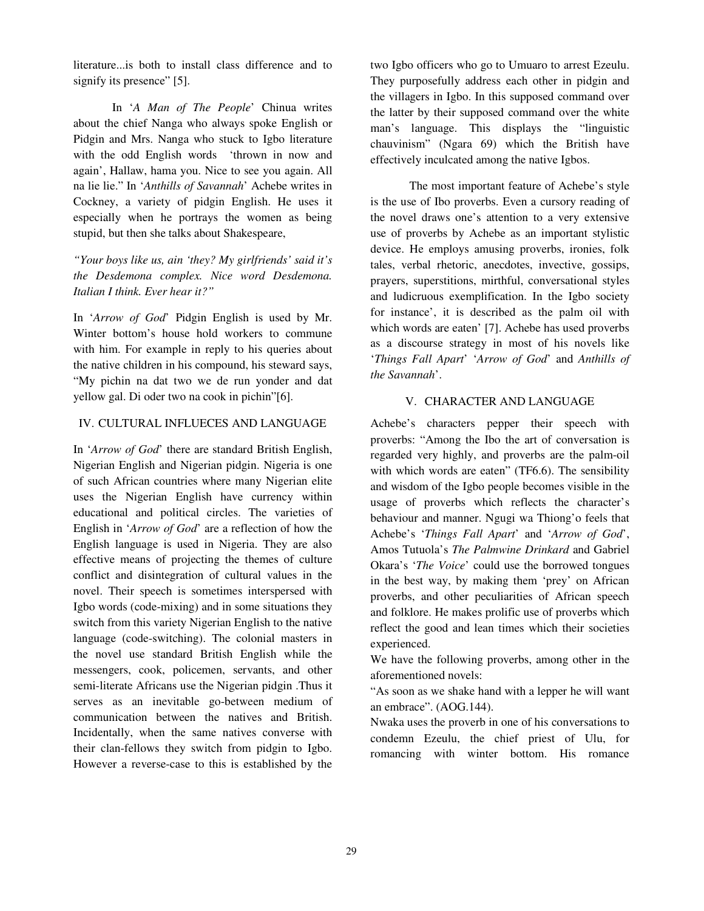literature...is both to install class difference and to signify its presence" [5].

In '*A Man of The People*' Chinua writes about the chief Nanga who always spoke English or Pidgin and Mrs. Nanga who stuck to Igbo literature with the odd English words 'thrown in now and again', Hallaw, hama you. Nice to see you again. All na lie lie." In '*Anthills of Savannah*' Achebe writes in Cockney, a variety of pidgin English. He uses it especially when he portrays the women as being stupid, but then she talks about Shakespeare,

*"Your boys like us, ain 'they? My girlfriends' said it's the Desdemona complex. Nice word Desdemona. Italian I think. Ever hear it?"*

In '*Arrow of God*' Pidgin English is used by Mr. Winter bottom's house hold workers to commune with him. For example in reply to his queries about the native children in his compound, his steward says, "My pichin na dat two we de run yonder and dat yellow gal. Di oder two na cook in pichin"[6].

## IV. CULTURAL INFLUECES AND LANGUAGE

In '*Arrow of God*' there are standard British English, Nigerian English and Nigerian pidgin. Nigeria is one of such African countries where many Nigerian elite uses the Nigerian English have currency within educational and political circles. The varieties of English in '*Arrow of God*' are a reflection of how the English language is used in Nigeria. They are also effective means of projecting the themes of culture conflict and disintegration of cultural values in the novel. Their speech is sometimes interspersed with Igbo words (code-mixing) and in some situations they switch from this variety Nigerian English to the native language (code-switching). The colonial masters in the novel use standard British English while the messengers, cook, policemen, servants, and other semi-literate Africans use the Nigerian pidgin .Thus it serves as an inevitable go-between medium of communication between the natives and British. Incidentally, when the same natives converse with their clan-fellows they switch from pidgin to Igbo. However a reverse-case to this is established by the two Igbo officers who go to Umuaro to arrest Ezeulu. They purposefully address each other in pidgin and the villagers in Igbo. In this supposed command over the latter by their supposed command over the white man's language. This displays the "linguistic chauvinism" (Ngara 69) which the British have effectively inculcated among the native Igbos.

The most important feature of Achebe's style is the use of Ibo proverbs. Even a cursory reading of the novel draws one's attention to a very extensive use of proverbs by Achebe as an important stylistic device. He employs amusing proverbs, ironies, folk tales, verbal rhetoric, anecdotes, invective, gossips, prayers, superstitions, mirthful, conversational styles and ludicruous exemplification. In the Igbo society for instance', it is described as the palm oil with which words are eaten' [7]. Achebe has used proverbs as a discourse strategy in most of his novels like '*Things Fall Apart*' '*Arrow of God*' and *Anthills of the Savannah*'.

## V. CHARACTER AND LANGUAGE

Achebe's characters pepper their speech with proverbs: "Among the Ibo the art of conversation is regarded very highly, and proverbs are the palm-oil with which words are eaten" (TF6.6). The sensibility and wisdom of the Igbo people becomes visible in the usage of proverbs which reflects the character's behaviour and manner. Ngugi wa Thiong'o feels that Achebe's '*Things Fall Apart*' and '*Arrow of God*', Amos Tutuola's *The Palmwine Drinkard* and Gabriel Okara's '*The Voice*' could use the borrowed tongues in the best way, by making them 'prey' on African proverbs, and other peculiarities of African speech and folklore. He makes prolific use of proverbs which reflect the good and lean times which their societies experienced.

We have the following proverbs, among other in the aforementioned novels:

"As soon as we shake hand with a lepper he will want an embrace". (AOG.144).

Nwaka uses the proverb in one of his conversations to condemn Ezeulu, the chief priest of Ulu, for romancing with winter bottom. His romance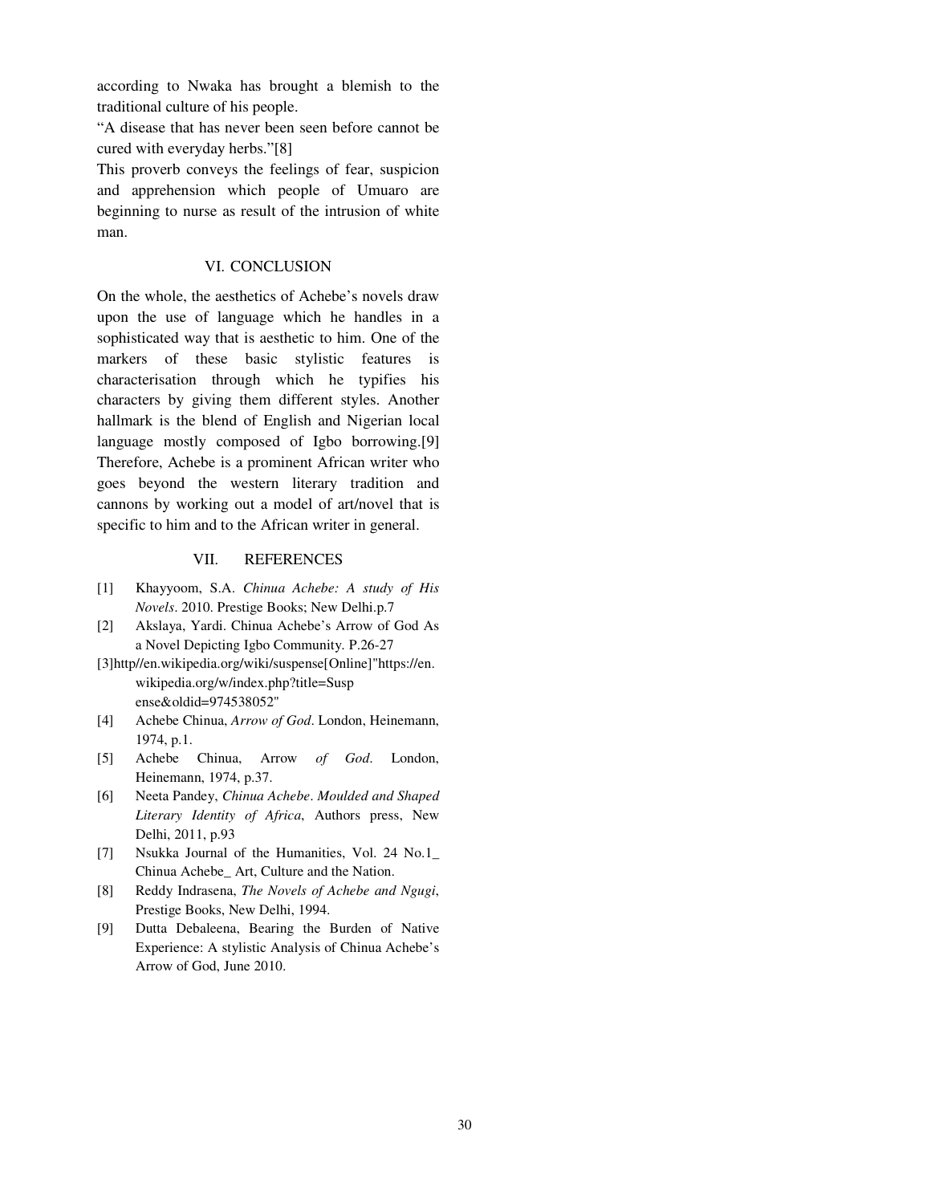according to Nwaka has brought a blemish to the traditional culture of his people.

"A disease that has never been seen before cannot be cured with everyday herbs."[8]

This proverb conveys the feelings of fear, suspicion and apprehension which people of Umuaro are beginning to nurse as result of the intrusion of white man.

## VI. CONCLUSION

On the whole, the aesthetics of Achebe's novels draw upon the use of language which he handles in a sophisticated way that is aesthetic to him. One of the markers of these basic stylistic features is characterisation through which he typifies his characters by giving them different styles. Another hallmark is the blend of English and Nigerian local language mostly composed of Igbo borrowing.[9] Therefore, Achebe is a prominent African writer who goes beyond the western literary tradition and cannons by working out a model of art/novel that is specific to him and to the African writer in general.

## VII. REFERENCES

[1] Khayyoom, S.A. *Chinua Achebe: A study of His Novels*. 2010. Prestige Books; New Delhi.p.7

[2] Akslaya, Yardi. Chinua Achebe's Arrow of God As a Novel Depicting Igbo Community. P.26-27

[3]http//en.wikipedia.org/wiki/suspense[Online]"https://en.wikipedia.org/w/index.php?title=Suspense&oldid=974538052"

[4] Achebe Chinua, *Arrow of God*. London, Heinemann, 1974, p.1.

[5] Achebe Chinua, Arrow *of God*. London, Heinemann, 1974, p.37.

[6] Neeta Pandey, *Chinua Achebe*. *Moulded and Shaped Literary Identity of Africa*, Authors press, New Delhi, 2011, p.93

[7] Nsukka Journal of the Humanities, Vol. 24 No.1_ Chinua Achebe_ Art, Culture and the Nation.

[8] Reddy Indrasena, *The Novels of Achebe and Ngugi*, Prestige Books, New Delhi, 1994.

[9] Dutta Debaleena, Bearing the Burden of Native Experience: A stylistic Analysis of Chinua Achebe's Arrow of God, June 2010.